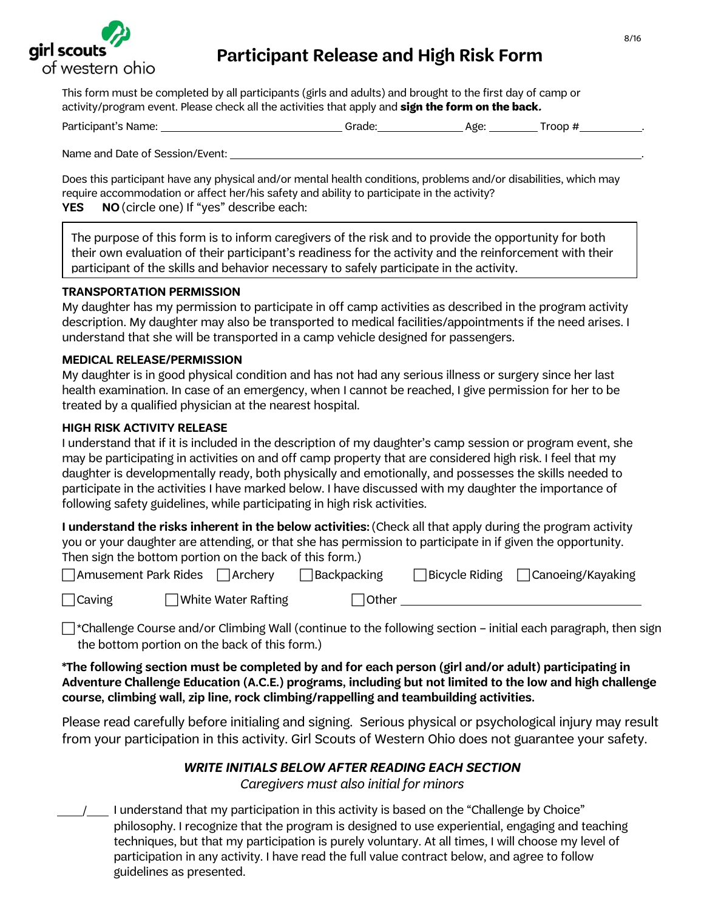girl scouts of western ohio

# Participant Release and High Risk Form

8/16

This form must be completed by all participants (girls and adults) and brought to the first day of camp or activity/program event. Please check all the activities that apply and **sign the form on the back*.***

Participant's Name: ______________________ Grade:__________ Age: ______ Troop #________.

Name and Date of Session/Event: ______________________________________________________.

Does this participant have any physical and/or mental health conditions, problems and/or disabilities, which may require accommodation or affect her/his safety and ability to participate in the activity?
**YES** **NO** (circle one) If "yes" describe each:

> The purpose of this form is to inform caregivers of the risk and to provide the opportunity for both their own evaluation of their participant's readiness for the activity and the reinforcement with their participant of the skills and behavior necessary to safely participate in the activity.

### TRANSPORTATION PERMISSION

My daughter has my permission to participate in off camp activities as described in the program activity description. My daughter may also be transported to medical facilities/appointments if the need arises. I understand that she will be transported in a camp vehicle designed for passengers.

### MEDICAL RELEASE/PERMISSION

My daughter is in good physical condition and has not had any serious illness or surgery since her last health examination. In case of an emergency, when I cannot be reached, I give permission for her to be treated by a qualified physician at the nearest hospital.

### HIGH RISK ACTIVITY RELEASE

I understand that if it is included in the description of my daughter's camp session or program event, she may be participating in activities on and off camp property that are considered high risk. I feel that my daughter is developmentally ready, both physically and emotionally, and possesses the skills needed to participate in the activities I have marked below. I have discussed with my daughter the importance of following safety guidelines, while participating in high risk activities.

**I understand the risks inherent in the below activities:** (Check all that apply during the program activity you or your daughter are attending, or that she has permission to participate in if given the opportunity. Then sign the bottom portion on the back of this form.)

☐ Amusement Park Rides ☐ Archery ☐ Backpacking ☐ Bicycle Riding ☐ Canoeing/Kayaking

☐ Caving ☐ White Water Rafting ☐ Other ______________________

☐ *Challenge Course and/or Climbing Wall (continue to the following section – initial each paragraph, then sign the bottom portion on the back of this form.)

***The following section must be completed by and for each person (girl and/or adult) participating in Adventure Challenge Education (A.C.E.) programs, including but not limited to the low and high challenge course, climbing wall, zip line, rock climbing/rappelling and teambuilding activities.**

Please read carefully before initialing and signing. Serious physical or psychological injury may result from your participation in this activity. Girl Scouts of Western Ohio does not guarantee your safety.

***WRITE INITIALS BELOW AFTER READING EACH SECTION***

*Caregivers must also initial for minors*

____/____ I understand that my participation in this activity is based on the "Challenge by Choice" philosophy. I recognize that the program is designed to use experiential, engaging and teaching techniques, but that my participation is purely voluntary. At all times, I will choose my level of participation in any activity. I have read the full value contract below, and agree to follow guidelines as presented.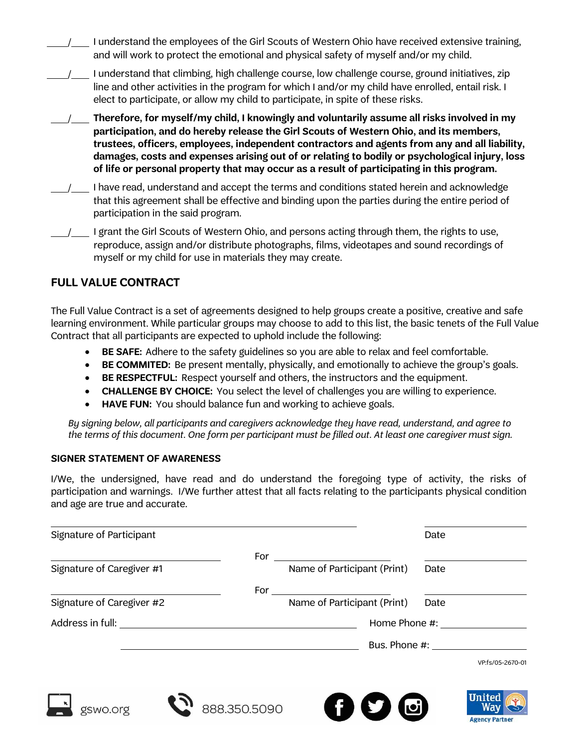\_\_\_\_/\_\_\_\_ I understand the employees of the Girl Scouts of Western Ohio have received extensive training, and will work to protect the emotional and physical safety of myself and/or my child.

\_\_\_\_/\_\_\_\_ I understand that climbing, high challenge course, low challenge course, ground initiatives, zip line and other activities in the program for which I and/or my child have enrolled, entail risk. I elect to participate, or allow my child to participate, in spite of these risks.

\_\_\_\_/\_\_\_\_ **Therefore, for myself/my child, I knowingly and voluntarily assume all risks involved in my participation, and do hereby release the Girl Scouts of Western Ohio, and its members, trustees, officers, employees, independent contractors and agents from any and all liability, damages, costs and expenses arising out of or relating to bodily or psychological injury, loss of life or personal property that may occur as a result of participating in this program.**

\_\_\_\_/\_\_\_\_ I have read, understand and accept the terms and conditions stated herein and acknowledge that this agreement shall be effective and binding upon the parties during the entire period of participation in the said program.

\_\_\_\_/\_\_\_\_ I grant the Girl Scouts of Western Ohio, and persons acting through them, the rights to use, reproduce, assign and/or distribute photographs, films, videotapes and sound recordings of myself or my child for use in materials they may create.

## FULL VALUE CONTRACT

The Full Value Contract is a set of agreements designed to help groups create a positive, creative and safe learning environment. While particular groups may choose to add to this list, the basic tenets of the Full Value Contract that all participants are expected to uphold include the following:

- **BE SAFE:** Adhere to the safety guidelines so you are able to relax and feel comfortable.
- **BE COMMITED:** Be present mentally, physically, and emotionally to achieve the group's goals.
- **BE RESPECTFUL:** Respect yourself and others, the instructors and the equipment.
- **CHALLENGE BY CHOICE:** You select the level of challenges you are willing to experience.
- **HAVE FUN:** You should balance fun and working to achieve goals.

*By signing below, all participants and caregivers acknowledge they have read, understand, and agree to the terms of this document. One form per participant must be filled out. At least one caregiver must sign.*

### SIGNER STATEMENT OF AWARENESS

I/We, the undersigned, have read and do understand the foregoing type of activity, the risks of participation and warnings. I/We further attest that all facts relating to the participants physical condition and age are true and accurate.

\_\_\_\_\_\_\_\_\_\_\_\_\_\_\_\_\_\_\_\_\_\_\_\_\_\_\_\_\_\_\_\_\_\_\_\_\_\_\_\_ \_\_\_\_\_\_\_\_\_\_\_\_\_\_\_\_
Signature of Participant Date

\_\_\_\_\_\_\_\_\_\_\_\_\_\_\_\_\_\_\_\_\_\_\_ For \_\_\_\_\_\_\_\_\_\_\_\_\_\_\_\_\_\_ \_\_\_\_\_\_\_\_\_\_\_\_\_\_\_\_
Signature of Caregiver #1 Name of Participant (Print) Date

\_\_\_\_\_\_\_\_\_\_\_\_\_\_\_\_\_\_\_\_\_\_\_ For \_\_\_\_\_\_\_\_\_\_\_\_\_\_\_\_\_\_ \_\_\_\_\_\_\_\_\_\_\_\_\_\_\_\_
Signature of Caregiver #2 Name of Participant (Print) Date

Address in full: \_\_\_\_\_\_\_\_\_\_\_\_\_\_\_\_\_\_\_\_\_\_\_\_\_\_\_\_\_\_ Home Phone #: \_\_\_\_\_\_\_\_\_\_\_\_\_\_

\_\_\_\_\_\_\_\_\_\_\_\_\_\_\_\_\_\_\_\_\_\_\_\_\_\_\_\_\_\_ Bus. Phone #: \_\_\_\_\_\_\_\_\_\_\_\_\_\_

VP:fs/05-2670-01

gswo.org 888.350.5090

United Way Agency Partner